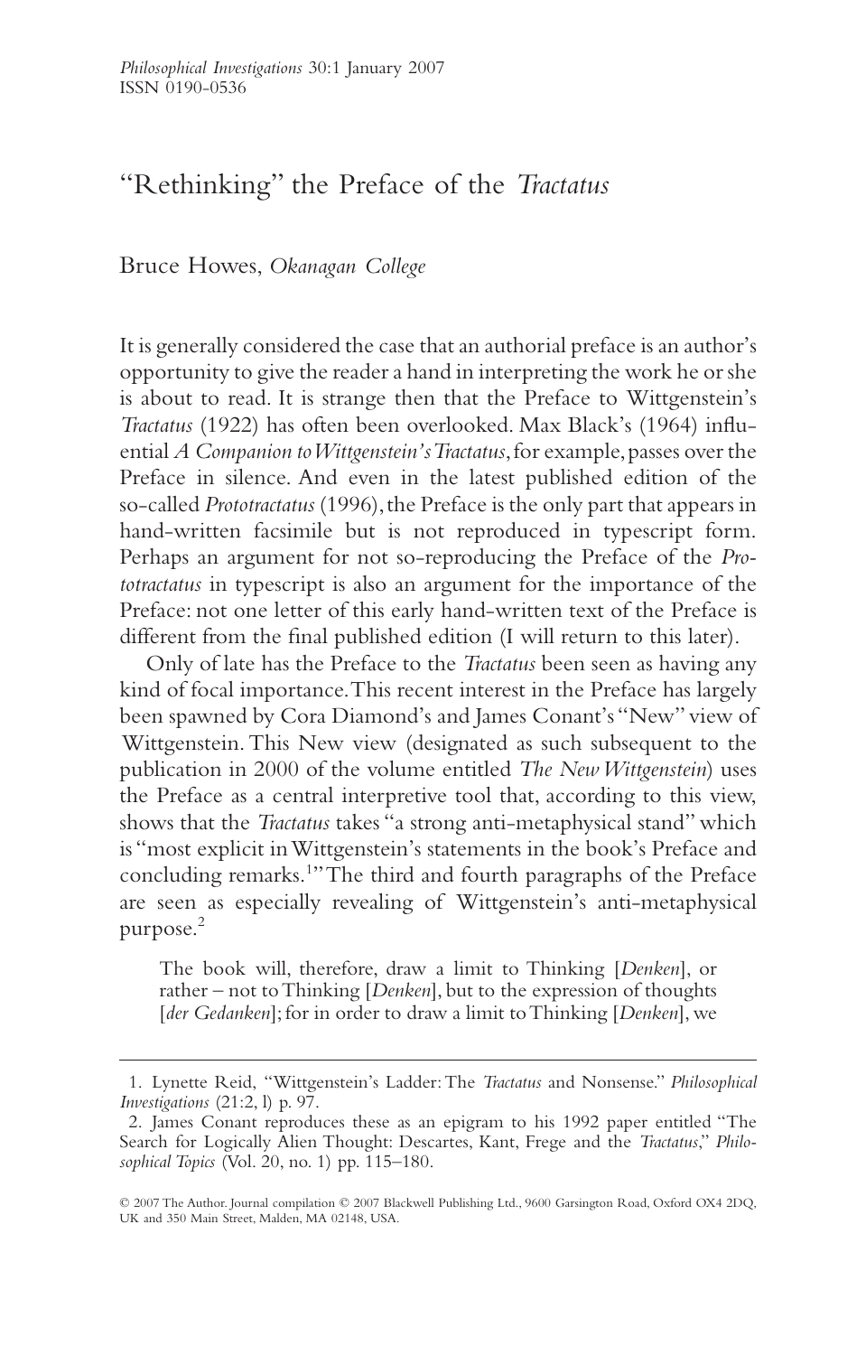# "Rethinking" the Preface of the *Tractatus*

Bruce Howes, *Okanagan College*

It is generally considered the case that an authorial preface is an author's opportunity to give the reader a hand in interpreting the work he or she is about to read. It is strange then that the Preface to Wittgenstein's *Tractatus* (1922) has often been overlooked. Max Black's (1964) influential *A Companion to Wittgenstein's Tractatus*, for example, passes over the Preface in silence. And even in the latest published edition of the so-called *Prototractatus* (1996), the Preface is the only part that appears in hand-written facsimile but is not reproduced in typescript form. Perhaps an argument for not so-reproducing the Preface of the *Prototractatus* in typescript is also an argument for the importance of the Preface: not one letter of this early hand-written text of the Preface is different from the final published edition (I will return to this later).

Only of late has the Preface to the *Tractatus* been seen as having any kind of focal importance. This recent interest in the Preface has largely been spawned by Cora Diamond's and James Conant's "New" view of Wittgenstein. This New view (designated as such subsequent to the publication in 2000 of the volume entitled *The New Wittgenstein*) uses the Preface as a central interpretive tool that, according to this view, shows that the *Tractatus* takes "a strong anti-metaphysical stand" which is "most explicit in Wittgenstein's statements in the book's Preface and concluding remarks.[1]" The third and fourth paragraphs of the Preface are seen as especially revealing of Wittgenstein's anti-metaphysical purpose.[2]

> The book will, therefore, draw a limit to Thinking [*Denken*], or rather – not to Thinking [*Denken*], but to the expression of thoughts [*der Gedanken*]; for in order to draw a limit to Thinking [*Denken*], we

---

1. Lynette Reid, "Wittgenstein's Ladder: The *Tractatus* and Nonsense." *Philosophical Investigations* (21:2, l) p. 97.

2. James Conant reproduces these as an epigram to his 1992 paper entitled "The Search for Logically Alien Thought: Descartes, Kant, Frege and the *Tractatus*," *Philosophical Topics* (Vol. 20, no. 1) pp. 115–180.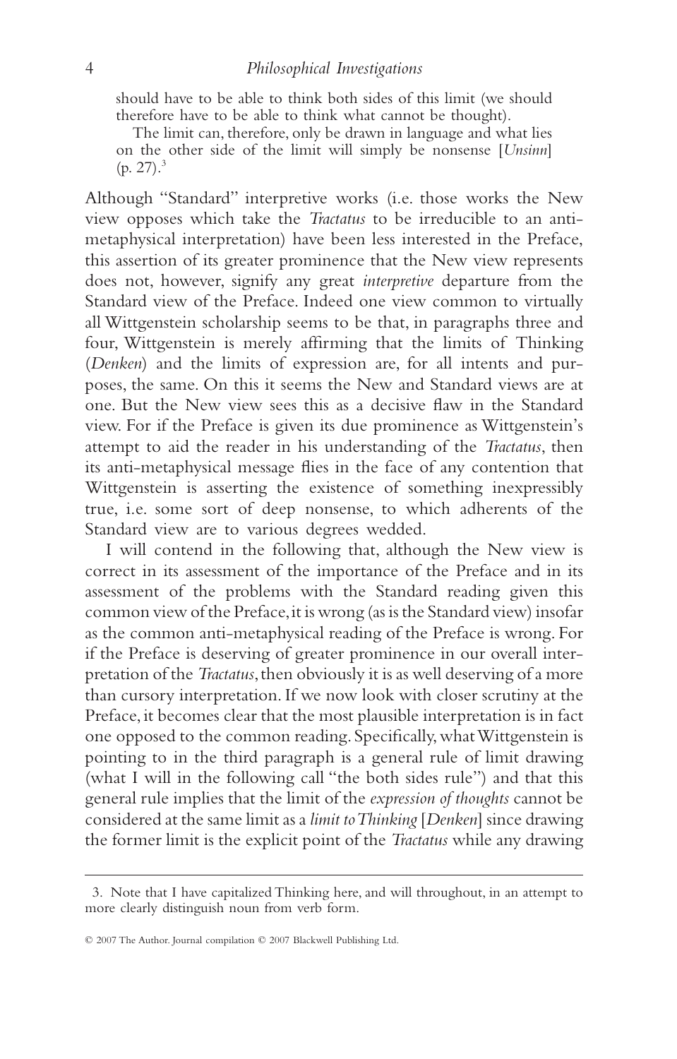should have to be able to think both sides of this limit (we should therefore have to be able to think what cannot be thought).

The limit can, therefore, only be drawn in language and what lies on the other side of the limit will simply be nonsense [*Unsinn*] (p. 27).[3]

Although "Standard" interpretive works (i.e. those works the New view opposes which take the *Tractatus* to be irreducible to an anti-metaphysical interpretation) have been less interested in the Preface, this assertion of its greater prominence that the New view represents does not, however, signify any great *interpretive* departure from the Standard view of the Preface. Indeed one view common to virtually all Wittgenstein scholarship seems to be that, in paragraphs three and four, Wittgenstein is merely affirming that the limits of Thinking (*Denken*) and the limits of expression are, for all intents and purposes, the same. On this it seems the New and Standard views are at one. But the New view sees this as a decisive flaw in the Standard view. For if the Preface is given its due prominence as Wittgenstein's attempt to aid the reader in his understanding of the *Tractatus*, then its anti-metaphysical message flies in the face of any contention that Wittgenstein is asserting the existence of something inexpressibly true, i.e. some sort of deep nonsense, to which adherents of the Standard view are to various degrees wedded.

I will contend in the following that, although the New view is correct in its assessment of the importance of the Preface and in its assessment of the problems with the Standard reading given this common view of the Preface, it is wrong (as is the Standard view) insofar as the common anti-metaphysical reading of the Preface is wrong. For if the Preface is deserving of greater prominence in our overall interpretation of the *Tractatus*, then obviously it is as well deserving of a more than cursory interpretation. If we now look with closer scrutiny at the Preface, it becomes clear that the most plausible interpretation is in fact one opposed to the common reading. Specifically, what Wittgenstein is pointing to in the third paragraph is a general rule of limit drawing (what I will in the following call "the both sides rule") and that this general rule implies that the limit of the *expression of thoughts* cannot be considered at the same limit as a *limit to Thinking* [*Denken*] since drawing the former limit is the explicit point of the *Tractatus* while any drawing

3. Note that I have capitalized Thinking here, and will throughout, in an attempt to more clearly distinguish noun from verb form.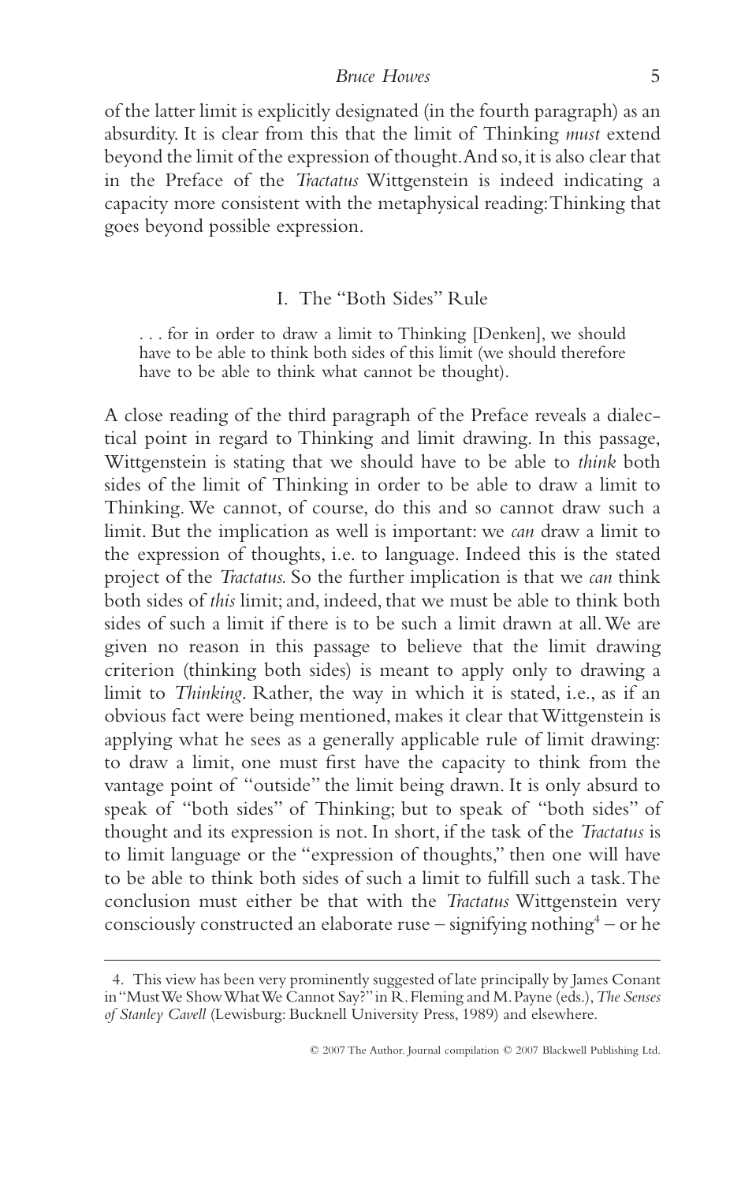of the latter limit is explicitly designated (in the fourth paragraph) as an absurdity. It is clear from this that the limit of Thinking *must* extend beyond the limit of the expression of thought. And so, it is also clear that in the Preface of the *Tractatus* Wittgenstein is indeed indicating a capacity more consistent with the metaphysical reading: Thinking that goes beyond possible expression.

## I. The "Both Sides" Rule

> . . . for in order to draw a limit to Thinking [Denken], we should have to be able to think both sides of this limit (we should therefore have to be able to think what cannot be thought).

A close reading of the third paragraph of the Preface reveals a dialectical point in regard to Thinking and limit drawing. In this passage, Wittgenstein is stating that we should have to be able to *think* both sides of the limit of Thinking in order to be able to draw a limit to Thinking. We cannot, of course, do this and so cannot draw such a limit. But the implication as well is important: we *can* draw a limit to the expression of thoughts, i.e. to language. Indeed this is the stated project of the *Tractatus.* So the further implication is that we *can* think both sides of *this* limit; and, indeed, that we must be able to think both sides of such a limit if there is to be such a limit drawn at all. We are given no reason in this passage to believe that the limit drawing criterion (thinking both sides) is meant to apply only to drawing a limit to *Thinking*. Rather, the way in which it is stated, i.e., as if an obvious fact were being mentioned, makes it clear that Wittgenstein is applying what he sees as a generally applicable rule of limit drawing: to draw a limit, one must first have the capacity to think from the vantage point of "outside" the limit being drawn. It is only absurd to speak of "both sides" of Thinking; but to speak of "both sides" of thought and its expression is not. In short, if the task of the *Tractatus* is to limit language or the "expression of thoughts," then one will have to be able to think both sides of such a limit to fulfill such a task. The conclusion must either be that with the *Tractatus* Wittgenstein very consciously constructed an elaborate ruse – signifying nothing[4] – or he

4. This view has been very prominently suggested of late principally by James Conant in "Must We Show What We Cannot Say?" in R. Fleming and M. Payne (eds.), *The Senses of Stanley Cavell* (Lewisburg: Bucknell University Press, 1989) and elsewhere.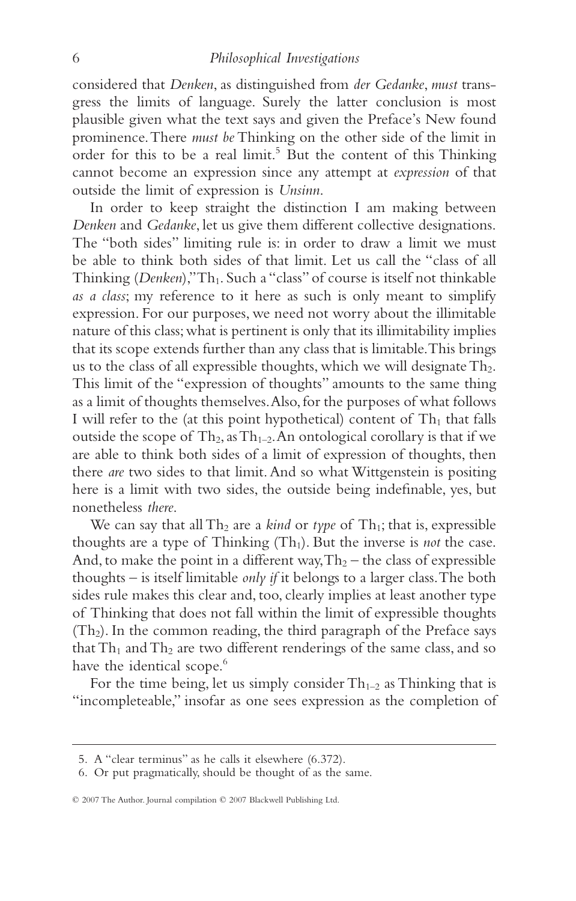considered that *Denken*, as distinguished from *der Gedanke*, *must* transgress the limits of language. Surely the latter conclusion is most plausible given what the text says and given the Preface's New found prominence. There *must be* Thinking on the other side of the limit in order for this to be a real limit.[5] But the content of this Thinking cannot become an expression since any attempt at *expression* of that outside the limit of expression is *Unsinn*.

In order to keep straight the distinction I am making between *Denken* and *Gedanke*, let us give them different collective designations. The "both sides" limiting rule is: in order to draw a limit we must be able to think both sides of that limit. Let us call the "class of all Thinking (*Denken*)," $Th_1$. Such a "class" of course is itself not thinkable *as a class*; my reference to it here as such is only meant to simplify expression. For our purposes, we need not worry about the illimitable nature of this class; what is pertinent is only that its illimitability implies that its scope extends further than any class that is limitable. This brings us to the class of all expressible thoughts, which we will designate $Th_2$. This limit of the "expression of thoughts" amounts to the same thing as a limit of thoughts themselves. Also, for the purposes of what follows I will refer to the (at this point hypothetical) content of $Th_1$ that falls outside the scope of $Th_2$, as $Th_{1-2}$. An ontological corollary is that if we are able to think both sides of a limit of expression of thoughts, then there *are* two sides to that limit. And so what Wittgenstein is positing here is a limit with two sides, the outside being indefinable, yes, but nonetheless *there*.

We can say that all $Th_2$ are a *kind* or *type* of $Th_1$; that is, expressible thoughts are a type of Thinking ($Th_1$). But the inverse is *not* the case. And, to make the point in a different way, $Th_2$ – the class of expressible thoughts – is itself limitable *only if* it belongs to a larger class. The both sides rule makes this clear and, too, clearly implies at least another type of Thinking that does not fall within the limit of expressible thoughts ($Th_2$). In the common reading, the third paragraph of the Preface says that $Th_1$ and $Th_2$ are two different renderings of the same class, and so have the identical scope.[6]

For the time being, let us simply consider $Th_{1-2}$ as Thinking that is "incompleteable," insofar as one sees expression as the completion of

---

5. A "clear terminus" as he calls it elsewhere (6.372).

6. Or put pragmatically, should be thought of as the same.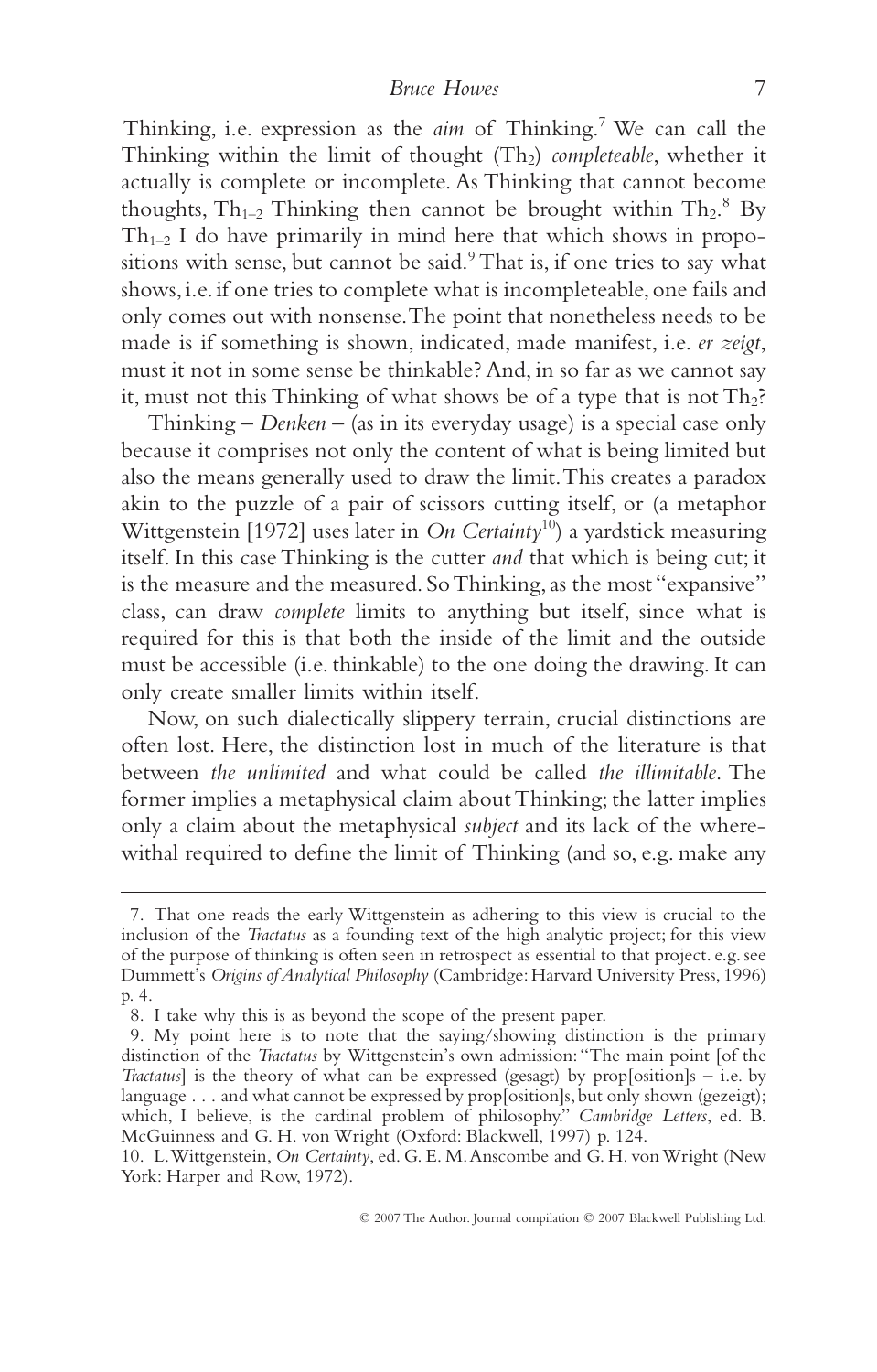Thinking, i.e. expression as the *aim* of Thinking.[7] We can call the Thinking within the limit of thought ($Th_2$) *completeable*, whether it actually is complete or incomplete. As Thinking that cannot become thoughts, $Th_{1-2}$ Thinking then cannot be brought within $Th_2$.[8] By $Th_{1-2}$ I do have primarily in mind here that which shows in propositions with sense, but cannot be said.[9] That is, if one tries to say what shows, i.e. if one tries to complete what is incompleteable, one fails and only comes out with nonsense. The point that nonetheless needs to be made is if something is shown, indicated, made manifest, i.e. *er zeigt*, must it not in some sense be thinkable? And, in so far as we cannot say it, must not this Thinking of what shows be of a type that is not $Th_2$?

Thinking – *Denken* – (as in its everyday usage) is a special case only because it comprises not only the content of what is being limited but also the means generally used to draw the limit. This creates a paradox akin to the puzzle of a pair of scissors cutting itself, or (a metaphor Wittgenstein [1972] uses later in *On Certainty*[10]) a yardstick measuring itself. In this case Thinking is the cutter *and* that which is being cut; it is the measure and the measured. So Thinking, as the most "expansive" class, can draw *complete* limits to anything but itself, since what is required for this is that both the inside of the limit and the outside must be accessible (i.e. thinkable) to the one doing the drawing. It can only create smaller limits within itself.

Now, on such dialectically slippery terrain, crucial distinctions are often lost. Here, the distinction lost in much of the literature is that between *the unlimited* and what could be called *the illimitable*. The former implies a metaphysical claim about Thinking; the latter implies only a claim about the metaphysical *subject* and its lack of the wherewithal required to define the limit of Thinking (and so, e.g. make any

---

7. That one reads the early Wittgenstein as adhering to this view is crucial to the inclusion of the *Tractatus* as a founding text of the high analytic project; for this view of the purpose of thinking is often seen in retrospect as essential to that project. e.g. see Dummett's *Origins of Analytical Philosophy* (Cambridge: Harvard University Press, 1996) p. 4.

8. I take why this is as beyond the scope of the present paper.

9. My point here is to note that the saying/showing distinction is the primary distinction of the *Tractatus* by Wittgenstein's own admission: "The main point [of the *Tractatus*] is the theory of what can be expressed (gesagt) by prop[osition]s – i.e. by language . . . and what cannot be expressed by prop[osition]s, but only shown (gezeigt); which, I believe, is the cardinal problem of philosophy." *Cambridge Letters*, ed. B. McGuinness and G. H. von Wright (Oxford: Blackwell, 1997) p. 124.

10. L. Wittgenstein, *On Certainty*, ed. G. E. M. Anscombe and G. H. von Wright (New York: Harper and Row, 1972).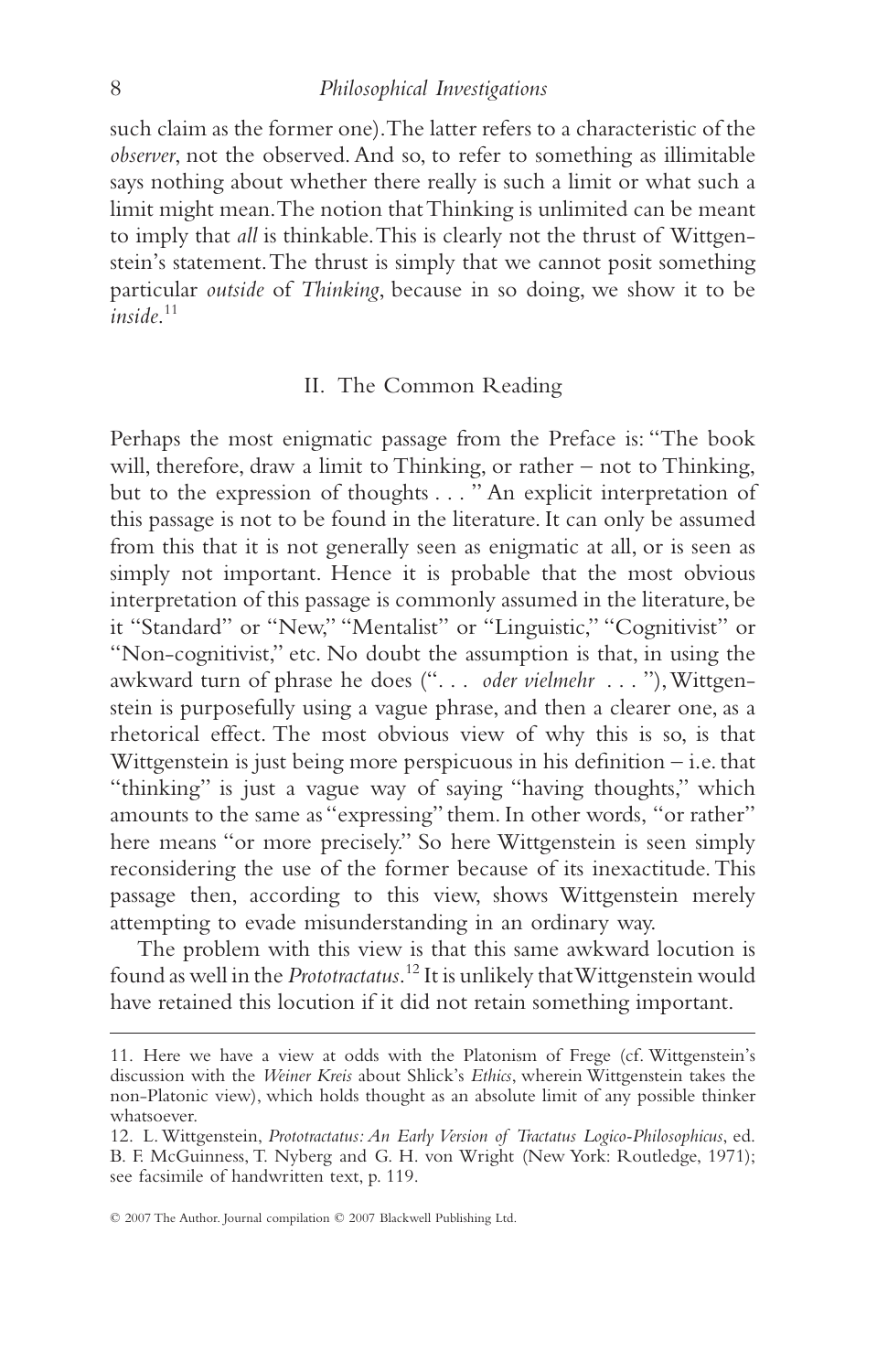such claim as the former one). The latter refers to a characteristic of the *observer*, not the observed. And so, to refer to something as illimitable says nothing about whether there really is such a limit or what such a limit might mean. The notion that Thinking is unlimited can be meant to imply that *all* is thinkable. This is clearly not the thrust of Wittgenstein's statement. The thrust is simply that we cannot posit something particular *outside* of *Thinking*, because in so doing, we show it to be *inside*.[11]

## II. The Common Reading

Perhaps the most enigmatic passage from the Preface is: "The book will, therefore, draw a limit to Thinking, or rather – not to Thinking, but to the expression of thoughts . . . " An explicit interpretation of this passage is not to be found in the literature. It can only be assumed from this that it is not generally seen as enigmatic at all, or is seen as simply not important. Hence it is probable that the most obvious interpretation of this passage is commonly assumed in the literature, be it "Standard" or "New," "Mentalist" or "Linguistic," "Cognitivist" or "Non-cognitivist," etc. No doubt the assumption is that, in using the awkward turn of phrase he does (". . . *oder vielmehr* . . . "), Wittgenstein is purposefully using a vague phrase, and then a clearer one, as a rhetorical effect. The most obvious view of why this is so, is that Wittgenstein is just being more perspicuous in his definition – i.e. that "thinking" is just a vague way of saying "having thoughts," which amounts to the same as "expressing" them. In other words, "or rather" here means "or more precisely." So here Wittgenstein is seen simply reconsidering the use of the former because of its inexactitude. This passage then, according to this view, shows Wittgenstein merely attempting to evade misunderstanding in an ordinary way.

The problem with this view is that this same awkward locution is found as well in the *Prototractatus*.[12] It is unlikely that Wittgenstein would have retained this locution if it did not retain something important.

---

11. Here we have a view at odds with the Platonism of Frege (cf. Wittgenstein's discussion with the *Weiner Kreis* about Shlick's *Ethics*, wherein Wittgenstein takes the non-Platonic view), which holds thought as an absolute limit of any possible thinker whatsoever.

12. L. Wittgenstein, *Prototractatus: An Early Version of Tractatus Logico-Philosophicus*, ed. B. F. McGuinness, T. Nyberg and G. H. von Wright (New York: Routledge, 1971); see facsimile of handwritten text, p. 119.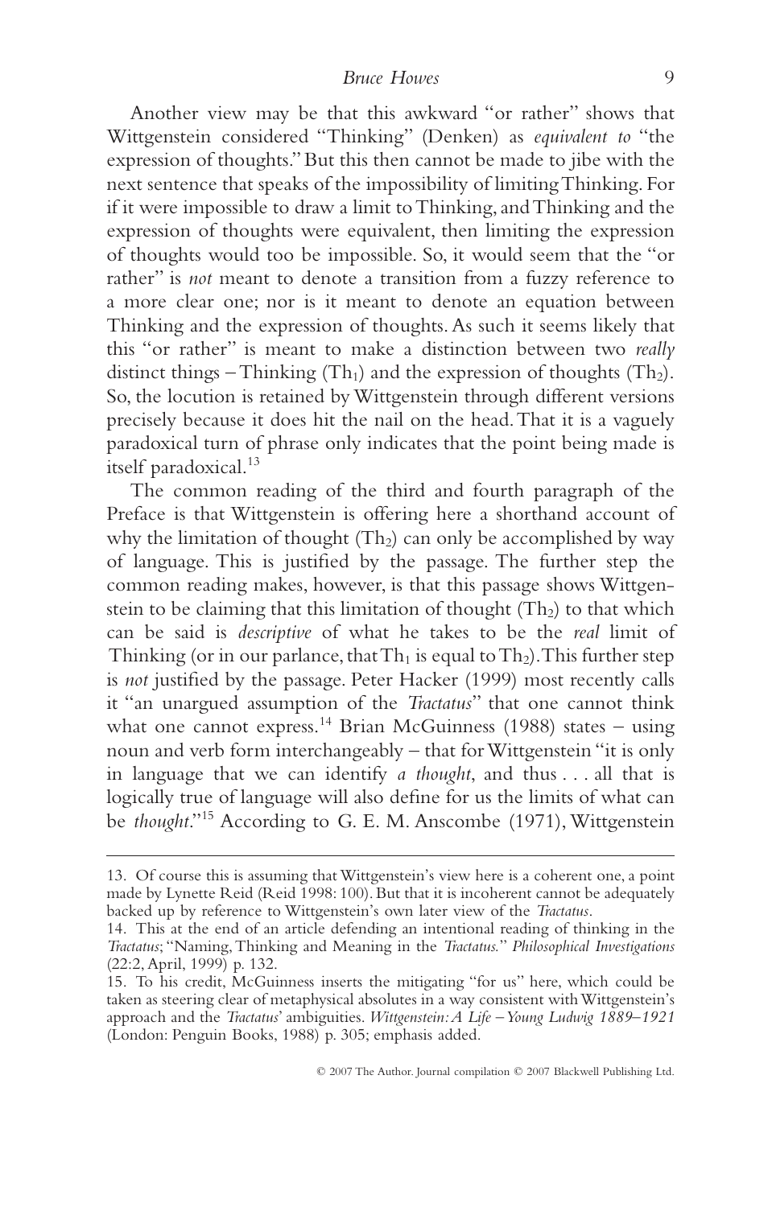Another view may be that this awkward "or rather" shows that Wittgenstein considered "Thinking" (Denken) as *equivalent to* "the expression of thoughts." But this then cannot be made to jibe with the next sentence that speaks of the impossibility of limiting Thinking. For if it were impossible to draw a limit to Thinking, and Thinking and the expression of thoughts were equivalent, then limiting the expression of thoughts would too be impossible. So, it would seem that the "or rather" is *not* meant to denote a transition from a fuzzy reference to a more clear one; nor is it meant to denote an equation between Thinking and the expression of thoughts. As such it seems likely that this "or rather" is meant to make a distinction between two *really* distinct things – Thinking ($Th_1$) and the expression of thoughts ($Th_2$). So, the locution is retained by Wittgenstein through different versions precisely because it does hit the nail on the head. That it is a vaguely paradoxical turn of phrase only indicates that the point being made is itself paradoxical.[13]

The common reading of the third and fourth paragraph of the Preface is that Wittgenstein is offering here a shorthand account of why the limitation of thought ($Th_2$) can only be accomplished by way of language. This is justified by the passage. The further step the common reading makes, however, is that this passage shows Wittgenstein to be claiming that this limitation of thought ($Th_2$) to that which can be said is *descriptive* of what he takes to be the *real* limit of Thinking (or in our parlance, that $Th_1$ is equal to $Th_2$). This further step is *not* justified by the passage. Peter Hacker (1999) most recently calls it "an unargued assumption of the *Tractatus*" that one cannot think what one cannot express.[14] Brian McGuinness (1988) states – using noun and verb form interchangeably – that for Wittgenstein "it is only in language that we can identify *a thought*, and thus . . . all that is logically true of language will also define for us the limits of what can be *thought*."[15] According to G. E. M. Anscombe (1971), Wittgenstein

---

13. Of course this is assuming that Wittgenstein's view here is a coherent one, a point made by Lynette Reid (Reid 1998: 100). But that it is incoherent cannot be adequately backed up by reference to Wittgenstein's own later view of the *Tractatus*.

14. This at the end of an article defending an intentional reading of thinking in the *Tractatus*; "Naming, Thinking and Meaning in the *Tractatus*." *Philosophical Investigations* (22:2, April, 1999) p. 132.

15. To his credit, McGuinness inserts the mitigating "for us" here, which could be taken as steering clear of metaphysical absolutes in a way consistent with Wittgenstein's approach and the *Tractatus*' ambiguities. *Wittgenstein: A Life – Young Ludwig 1889–1921* (London: Penguin Books, 1988) p. 305; emphasis added.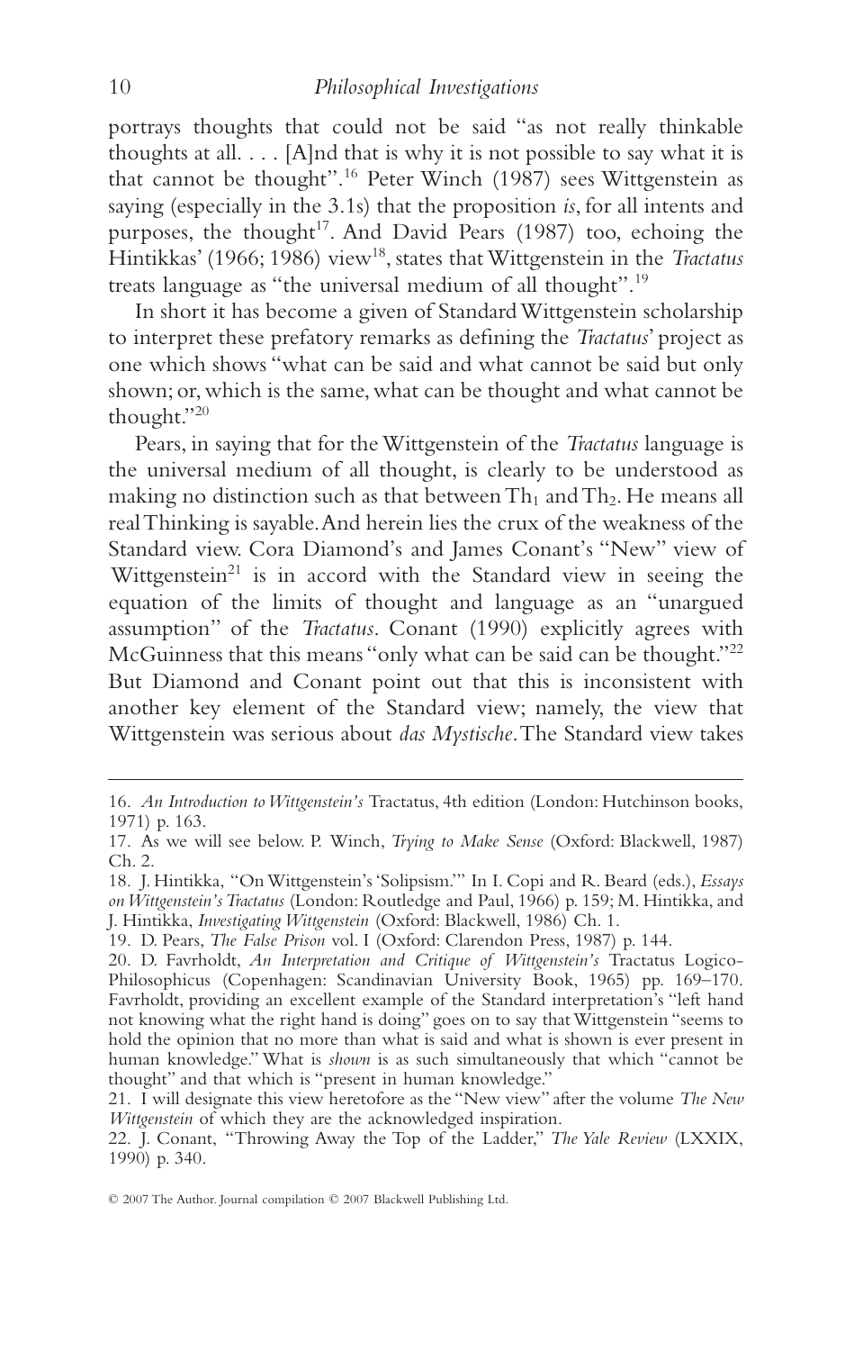portrays thoughts that could not be said "as not really thinkable thoughts at all. . . . [A]nd that is why it is not possible to say what it is that cannot be thought".[16] Peter Winch (1987) sees Wittgenstein as saying (especially in the 3.1s) that the proposition *is*, for all intents and purposes, the thought[17]. And David Pears (1987) too, echoing the Hintikkas' (1966; 1986) view[18], states that Wittgenstein in the *Tractatus* treats language as "the universal medium of all thought".[19]

In short it has become a given of Standard Wittgenstein scholarship to interpret these prefatory remarks as defining the *Tractatus*' project as one which shows "what can be said and what cannot be said but only shown; or, which is the same, what can be thought and what cannot be thought."[20]

Pears, in saying that for the Wittgenstein of the *Tractatus* language is the universal medium of all thought, is clearly to be understood as making no distinction such as that between $Th_1$ and $Th_2$. He means all real Thinking is sayable. And herein lies the crux of the weakness of the Standard view. Cora Diamond's and James Conant's "New" view of Wittgenstein[21] is in accord with the Standard view in seeing the equation of the limits of thought and language as an "unargued assumption" of the *Tractatus*. Conant (1990) explicitly agrees with McGuinness that this means "only what can be said can be thought."[22] But Diamond and Conant point out that this is inconsistent with another key element of the Standard view; namely, the view that Wittgenstein was serious about *das Mystische*. The Standard view takes

---

16. *An Introduction to Wittgenstein's* Tractatus, 4th edition (London: Hutchinson books, 1971) p. 163.

17. As we will see below. P. Winch, *Trying to Make Sense* (Oxford: Blackwell, 1987) Ch. 2.

18. J. Hintikka, "On Wittgenstein's 'Solipsism.'" In I. Copi and R. Beard (eds.), *Essays on Wittgenstein's Tractatus* (London: Routledge and Paul, 1966) p. 159; M. Hintikka, and J. Hintikka, *Investigating Wittgenstein* (Oxford: Blackwell, 1986) Ch. 1.

19. D. Pears, *The False Prison* vol. I (Oxford: Clarendon Press, 1987) p. 144.

20. D. Favrholdt, *An Interpretation and Critique of Wittgenstein's* Tractatus Logico-Philosophicus (Copenhagen: Scandinavian University Book, 1965) pp. 169–170. Favrholdt, providing an excellent example of the Standard interpretation's "left hand not knowing what the right hand is doing" goes on to say that Wittgenstein "seems to hold the opinion that no more than what is said and what is shown is ever present in human knowledge." What is *shown* is as such simultaneously that which "cannot be thought" and that which is "present in human knowledge."

21. I will designate this view heretofore as the "New view" after the volume *The New Wittgenstein* of which they are the acknowledged inspiration.

22. J. Conant, "Throwing Away the Top of the Ladder," *The Yale Review* (LXXIX, 1990) p. 340.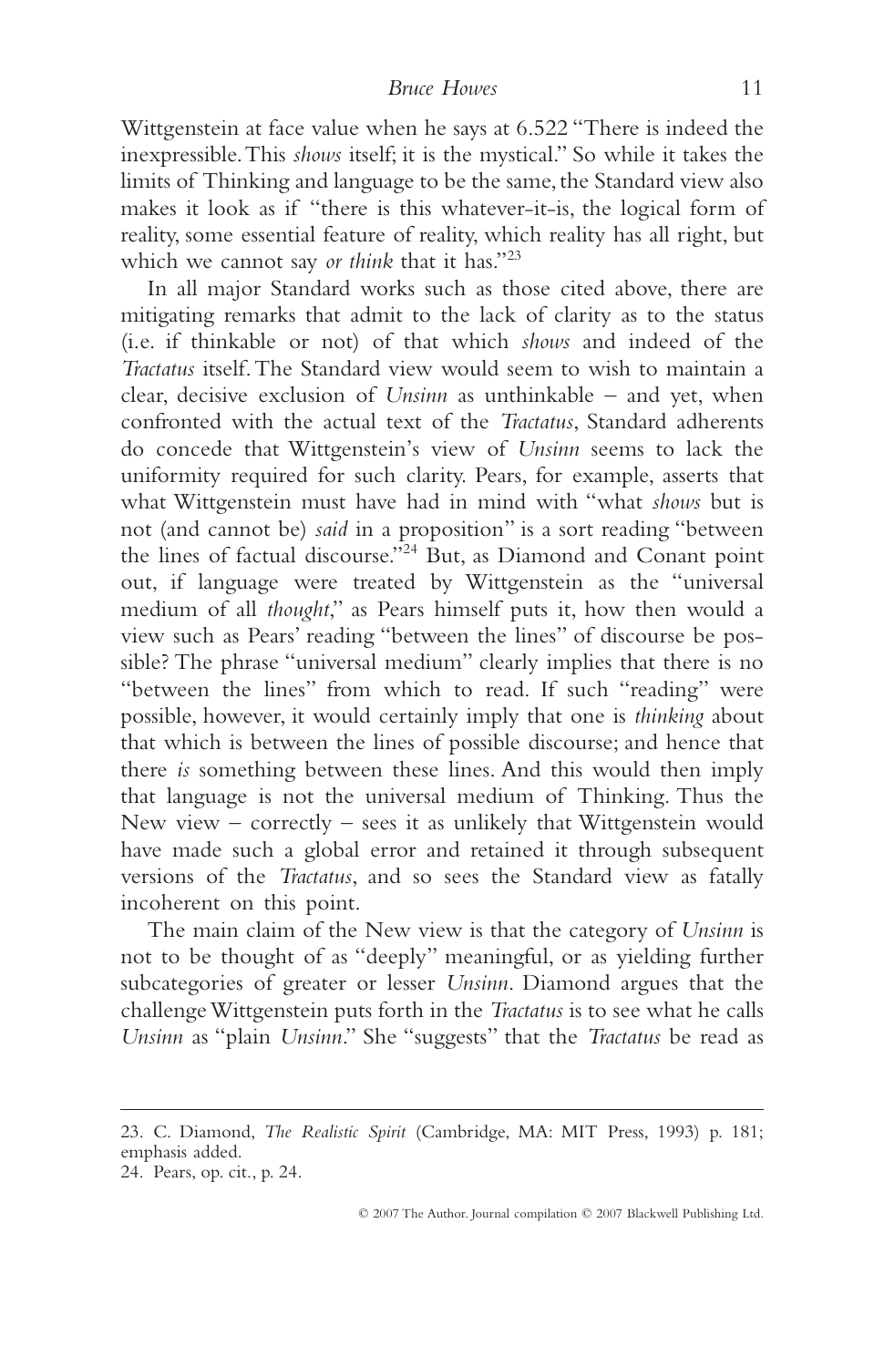Wittgenstein at face value when he says at 6.522 "There is indeed the inexpressible. This *shows* itself; it is the mystical." So while it takes the limits of Thinking and language to be the same, the Standard view also makes it look as if "there is this whatever-it-is, the logical form of reality, some essential feature of reality, which reality has all right, but which we cannot say *or think* that it has."[23]

In all major Standard works such as those cited above, there are mitigating remarks that admit to the lack of clarity as to the status (i.e. if thinkable or not) of that which *shows* and indeed of the *Tractatus* itself. The Standard view would seem to wish to maintain a clear, decisive exclusion of *Unsinn* as unthinkable – and yet, when confronted with the actual text of the *Tractatus*, Standard adherents do concede that Wittgenstein's view of *Unsinn* seems to lack the uniformity required for such clarity. Pears, for example, asserts that what Wittgenstein must have had in mind with "what *shows* but is not (and cannot be) *said* in a proposition" is a sort reading "between the lines of factual discourse."[24] But, as Diamond and Conant point out, if language were treated by Wittgenstein as the "universal medium of all *thought*," as Pears himself puts it, how then would a view such as Pears' reading "between the lines" of discourse be possible? The phrase "universal medium" clearly implies that there is no "between the lines" from which to read. If such "reading" were possible, however, it would certainly imply that one is *thinking* about that which is between the lines of possible discourse; and hence that there *is* something between these lines. And this would then imply that language is not the universal medium of Thinking. Thus the New view – correctly – sees it as unlikely that Wittgenstein would have made such a global error and retained it through subsequent versions of the *Tractatus*, and so sees the Standard view as fatally incoherent on this point.

The main claim of the New view is that the category of *Unsinn* is not to be thought of as "deeply" meaningful, or as yielding further subcategories of greater or lesser *Unsinn*. Diamond argues that the challenge Wittgenstein puts forth in the *Tractatus* is to see what he calls *Unsinn* as "plain *Unsinn*." She "suggests" that the *Tractatus* be read as

---

23. C. Diamond, *The Realistic Spirit* (Cambridge, MA: MIT Press, 1993) p. 181; emphasis added.

24. Pears, op. cit., p. 24.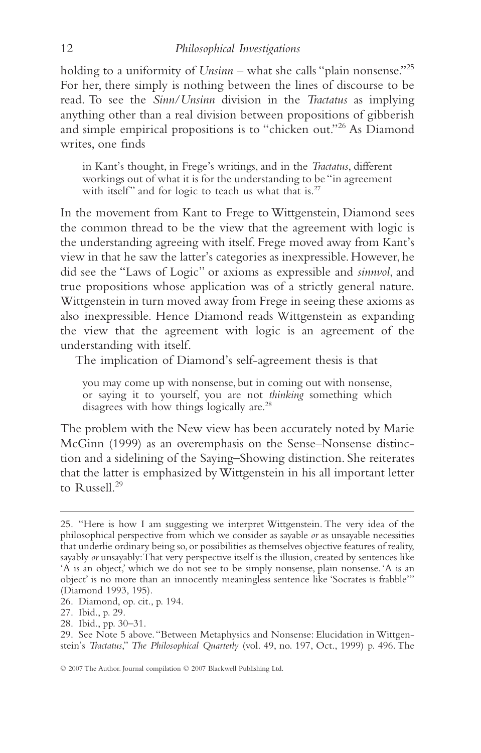holding to a uniformity of *Unsinn* – what she calls "plain nonsense."[25] For her, there simply is nothing between the lines of discourse to be read. To see the *Sinn/Unsinn* division in the *Tractatus* as implying anything other than a real division between propositions of gibberish and simple empirical propositions is to "chicken out."[26] As Diamond writes, one finds

> in Kant's thought, in Frege's writings, and in the *Tractatus*, different workings out of what it is for the understanding to be "in agreement with itself" and for logic to teach us what that is.[27]

In the movement from Kant to Frege to Wittgenstein, Diamond sees the common thread to be the view that the agreement with logic is the understanding agreeing with itself. Frege moved away from Kant's view in that he saw the latter's categories as inexpressible. However, he did see the "Laws of Logic" or axioms as expressible and *sinnvol*, and true propositions whose application was of a strictly general nature. Wittgenstein in turn moved away from Frege in seeing these axioms as also inexpressible. Hence Diamond reads Wittgenstein as expanding the view that the agreement with logic is an agreement of the understanding with itself.

The implication of Diamond's self-agreement thesis is that

> you may come up with nonsense, but in coming out with nonsense, or saying it to yourself, you are not *thinking* something which disagrees with how things logically are.[28]

The problem with the New view has been accurately noted by Marie McGinn (1999) as an overemphasis on the Sense–Nonsense distinction and a sidelining of the Saying–Showing distinction. She reiterates that the latter is emphasized by Wittgenstein in his all important letter to Russell.[29]

---

25. "Here is how I am suggesting we interpret Wittgenstein. The very idea of the philosophical perspective from which we consider as sayable *or* as unsayable necessities that underlie ordinary being so, or possibilities as themselves objective features of reality, sayably *or* unsayably: That very perspective itself is the illusion, created by sentences like 'A is an object,' which we do not see to be simply nonsense, plain nonsense. 'A is an object' is no more than an innocently meaningless sentence like 'Socrates is frabble'" (Diamond 1993, 195).

26. Diamond, op. cit., p. 194.

27. Ibid., p. 29.

28. Ibid., pp. 30–31.

29. See Note 5 above. "Between Metaphysics and Nonsense: Elucidation in Wittgenstein's *Tractatus*," *The Philosophical Quarterly* (vol. 49, no. 197, Oct., 1999) p. 496. The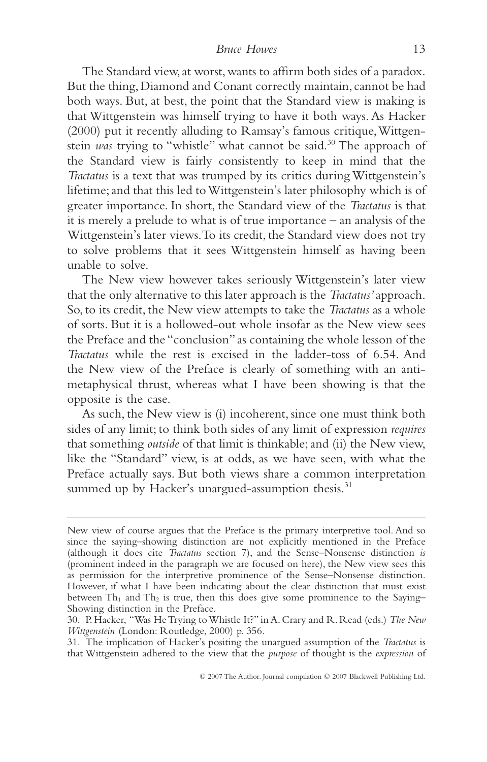The Standard view, at worst, wants to affirm both sides of a paradox. But the thing, Diamond and Conant correctly maintain, cannot be had both ways. But, at best, the point that the Standard view is making is that Wittgenstein was himself trying to have it both ways. As Hacker (2000) put it recently alluding to Ramsay's famous critique, Wittgenstein *was* trying to "whistle" what cannot be said.[30] The approach of the Standard view is fairly consistently to keep in mind that the *Tractatus* is a text that was trumped by its critics during Wittgenstein's lifetime; and that this led to Wittgenstein's later philosophy which is of greater importance. In short, the Standard view of the *Tractatus* is that it is merely a prelude to what is of true importance – an analysis of the Wittgenstein's later views. To its credit, the Standard view does not try to solve problems that it sees Wittgenstein himself as having been unable to solve.

The New view however takes seriously Wittgenstein's later view that the only alternative to this later approach is the *Tractatus'* approach. So, to its credit, the New view attempts to take the *Tractatus* as a whole of sorts. But it is a hollowed-out whole insofar as the New view sees the Preface and the "conclusion" as containing the whole lesson of the *Tractatus* while the rest is excised in the ladder-toss of 6.54. And the New view of the Preface is clearly of something with an anti-metaphysical thrust, whereas what I have been showing is that the opposite is the case.

As such, the New view is (i) incoherent, since one must think both sides of any limit; to think both sides of any limit of expression *requires* that something *outside* of that limit is thinkable; and (ii) the New view, like the "Standard" view, is at odds, as we have seen, with what the Preface actually says. But both views share a common interpretation summed up by Hacker's unargued-assumption thesis.[31]

---

New view of course argues that the Preface is the primary interpretive tool. And so since the saying–showing distinction are not explicitly mentioned in the Preface (although it does cite *Tractatus* section 7), and the Sense–Nonsense distinction *is* (prominent indeed in the paragraph we are focused on here), the New view sees this as permission for the interpretive prominence of the Sense–Nonsense distinction. However, if what I have been indicating about the clear distinction that must exist between $Th_1$ and $Th_2$ is true, then this does give some prominence to the Saying–Showing distinction in the Preface.

30. P. Hacker, "Was He Trying to Whistle It?" in A. Crary and R. Read (eds.) *The New Wittgenstein* (London: Routledge, 2000) p. 356.

31. The implication of Hacker's positing the unargued assumption of the *Tractatus* is that Wittgenstein adhered to the view that the *purpose* of thought is the *expression* of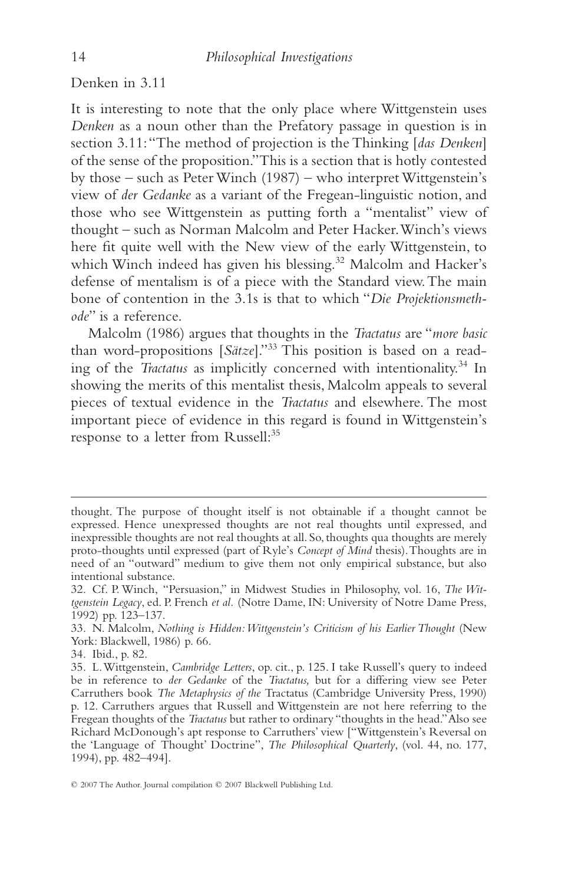Denken in 3.11

It is interesting to note that the only place where Wittgenstein uses *Denken* as a noun other than the Prefatory passage in question is in section 3.11: "The method of projection is the Thinking [*das Denken*] of the sense of the proposition." This is a section that is hotly contested by those – such as Peter Winch (1987) – who interpret Wittgenstein's view of *der Gedanke* as a variant of the Fregean-linguistic notion, and those who see Wittgenstein as putting forth a "mentalist" view of thought – such as Norman Malcolm and Peter Hacker. Winch's views here fit quite well with the New view of the early Wittgenstein, to which Winch indeed has given his blessing.[32] Malcolm and Hacker's defense of mentalism is of a piece with the Standard view. The main bone of contention in the 3.1s is that to which "*Die Projektionsmethode*" is a reference.

Malcolm (1986) argues that thoughts in the *Tractatus* are "*more basic* than word-propositions [*Sätze*]."[33] This position is based on a reading of the *Tractatus* as implicitly concerned with intentionality.[34] In showing the merits of this mentalist thesis, Malcolm appeals to several pieces of textual evidence in the *Tractatus* and elsewhere. The most important piece of evidence in this regard is found in Wittgenstein's response to a letter from Russell:[35]

---

thought. The purpose of thought itself is not obtainable if a thought cannot be expressed. Hence unexpressed thoughts are not real thoughts until expressed, and inexpressible thoughts are not real thoughts at all. So, thoughts qua thoughts are merely proto-thoughts until expressed (part of Ryle's *Concept of Mind* thesis). Thoughts are in need of an "outward" medium to give them not only empirical substance, but also intentional substance.

32. Cf. P. Winch, "Persuasion," in Midwest Studies in Philosophy, vol. 16, *The Wittgenstein Legacy*, ed. P. French *et al.* (Notre Dame, IN: University of Notre Dame Press, 1992) pp. 123–137.

33. N. Malcolm, *Nothing is Hidden: Wittgenstein's Criticism of his Earlier Thought* (New York: Blackwell, 1986) p. 66.

34. Ibid., p. 82.

35. L. Wittgenstein, *Cambridge Letters*, op. cit., p. 125. I take Russell's query to indeed be in reference to *der Gedanke* of the *Tractatus,* but for a differing view see Peter Carruthers book *The Metaphysics of the* Tractatus (Cambridge University Press, 1990) p. 12. Carruthers argues that Russell and Wittgenstein are not here referring to the Fregean thoughts of the *Tractatus* but rather to ordinary "thoughts in the head." Also see Richard McDonough's apt response to Carruthers' view ["Wittgenstein's Reversal on the 'Language of Thought' Doctrine", *The Philosophical Quarterly*, (vol. 44, no. 177, 1994), pp. 482–494].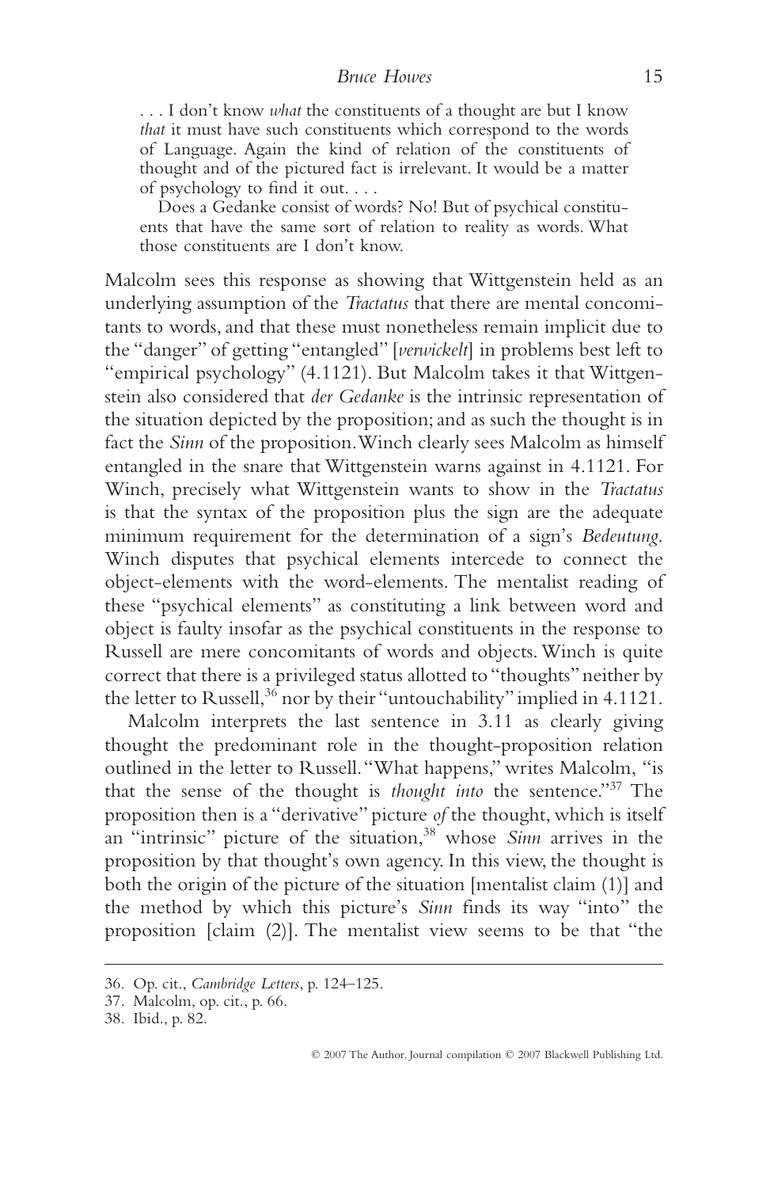> . . . I don't know *what* the constituents of a thought are but I know *that* it must have such constituents which correspond to the words of Language. Again the kind of relation of the constituents of thought and of the pictured fact is irrelevant. It would be a matter of psychology to find it out. . . .
>
> Does a Gedanke consist of words? No! But of psychical constituents that have the same sort of relation to reality as words. What those constituents are I don't know.

Malcolm sees this response as showing that Wittgenstein held as an underlying assumption of the *Tractatus* that there are mental concomitants to words, and that these must nonetheless remain implicit due to the "danger" of getting "entangled" [*verwickelt*] in problems best left to "empirical psychology" (4.1121). But Malcolm takes it that Wittgenstein also considered that *der Gedanke* is the intrinsic representation of the situation depicted by the proposition; and as such the thought is in fact the *Sinn* of the proposition. Winch clearly sees Malcolm as himself entangled in the snare that Wittgenstein warns against in 4.1121. For Winch, precisely what Wittgenstein wants to show in the *Tractatus* is that the syntax of the proposition plus the sign are the adequate minimum requirement for the determination of a sign's *Bedeutung*. Winch disputes that psychical elements intercede to connect the object-elements with the word-elements. The mentalist reading of these "psychical elements" as constituting a link between word and object is faulty insofar as the psychical constituents in the response to Russell are mere concomitants of words and objects. Winch is quite correct that there is a privileged status allotted to "thoughts" neither by the letter to Russell,[36] nor by their "untouchability" implied in 4.1121.

Malcolm interprets the last sentence in 3.11 as clearly giving thought the predominant role in the thought-proposition relation outlined in the letter to Russell. "What happens," writes Malcolm, "is that the sense of the thought is *thought into* the sentence."[37] The proposition then is a "derivative" picture *of* the thought, which is itself an "intrinsic" picture of the situation,[38] whose *Sinn* arrives in the proposition by that thought's own agency. In this view, the thought is both the origin of the picture of the situation [mentalist claim (1)] and the method by which this picture's *Sinn* finds its way "into" the proposition [claim (2)]. The mentalist view seems to be that "the

36. Op. cit., *Cambridge Letters*, p. 124–125.
37. Malcolm, op. cit., p. 66.
38. Ibid., p. 82.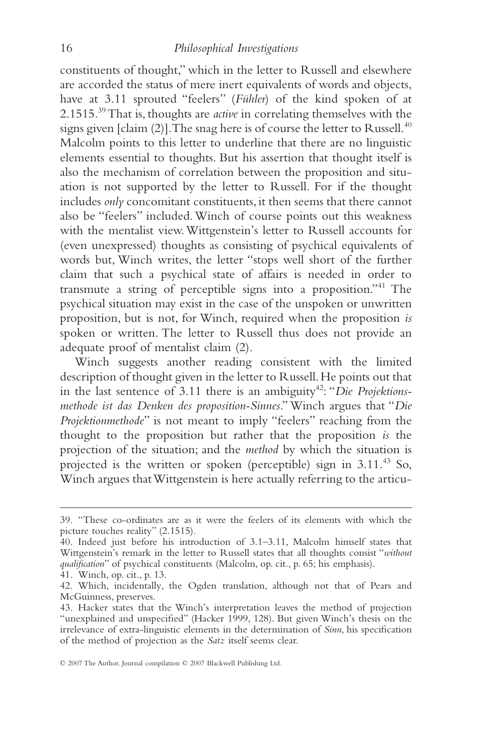constituents of thought," which in the letter to Russell and elsewhere are accorded the status of mere inert equivalents of words and objects, have at 3.11 sprouted "feelers" (*Fühler*) of the kind spoken of at 2.1515.[39] That is, thoughts are *active* in correlating themselves with the signs given [claim (2)]. The snag here is of course the letter to Russell.[40] Malcolm points to this letter to underline that there are no linguistic elements essential to thoughts. But his assertion that thought itself is also the mechanism of correlation between the proposition and situation is not supported by the letter to Russell. For if the thought includes *only* concomitant constituents, it then seems that there cannot also be "feelers" included. Winch of course points out this weakness with the mentalist view. Wittgenstein's letter to Russell accounts for (even unexpressed) thoughts as consisting of psychical equivalents of words but, Winch writes, the letter "stops well short of the further claim that such a psychical state of affairs is needed in order to transmute a string of perceptible signs into a proposition."[41] The psychical situation may exist in the case of the unspoken or unwritten proposition, but is not, for Winch, required when the proposition *is* spoken or written. The letter to Russell thus does not provide an adequate proof of mentalist claim (2).

Winch suggests another reading consistent with the limited description of thought given in the letter to Russell. He points out that in the last sentence of 3.11 there is an ambiguity[42]: "*Die Projektionsmethode ist das Denken des proposition-Sinnes*." Winch argues that "*Die Projektionmethode*" is not meant to imply "feelers" reaching from the thought to the proposition but rather that the proposition *is* the projection of the situation; and the *method* by which the situation is projected is the written or spoken (perceptible) sign in 3.11.[43] So, Winch argues that Wittgenstein is here actually referring to the articu-

---

39. "These co-ordinates are as it were the feelers of its elements with which the picture touches reality" (2.1515).

40. Indeed just before his introduction of 3.1–3.11, Malcolm himself states that Wittgenstein's remark in the letter to Russell states that all thoughts consist "*without qualification*" of psychical constituents (Malcolm, op. cit., p. 65; his emphasis).

41. Winch, op. cit., p. 13.

42. Which, incidentally, the Ogden translation, although not that of Pears and McGuinness, preserves.

43. Hacker states that the Winch's interpretation leaves the method of projection "unexplained and unspecified" (Hacker 1999, 128). But given Winch's thesis on the irrelevance of extra-linguistic elements in the determination of *Sinn*, his specification of the method of projection as the *Satz* itself seems clear.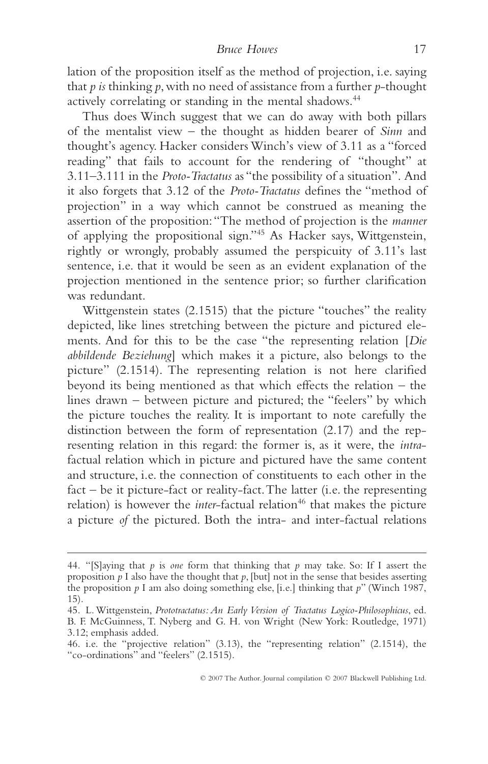lation of the proposition itself as the method of projection, i.e. saying that *p is* thinking *p*, with no need of assistance from a further *p*-thought actively correlating or standing in the mental shadows.[44]

Thus does Winch suggest that we can do away with both pillars of the mentalist view – the thought as hidden bearer of *Sinn* and thought's agency. Hacker considers Winch's view of 3.11 as a "forced reading" that fails to account for the rendering of "thought" at 3.11–3.111 in the *Proto-Tractatus* as "the possibility of a situation". And it also forgets that 3.12 of the *Proto-Tractatus* defines the "method of projection" in a way which cannot be construed as meaning the assertion of the proposition: "The method of projection is the *manner* of applying the propositional sign."[45] As Hacker says, Wittgenstein, rightly or wrongly, probably assumed the perspicuity of 3.11's last sentence, i.e. that it would be seen as an evident explanation of the projection mentioned in the sentence prior; so further clarification was redundant.

Wittgenstein states (2.1515) that the picture "touches" the reality depicted, like lines stretching between the picture and pictured elements. And for this to be the case "the representing relation [*Die abbildende Beziehung*] which makes it a picture, also belongs to the picture" (2.1514). The representing relation is not here clarified beyond its being mentioned as that which effects the relation – the lines drawn – between picture and pictured; the "feelers" by which the picture touches the reality. It is important to note carefully the distinction between the form of representation (2.17) and the representing relation in this regard: the former is, as it were, the *intra*-factual relation which in picture and pictured have the same content and structure, i.e. the connection of constituents to each other in the fact – be it picture-fact or reality-fact. The latter (i.e. the representing relation) is however the *inter*-factual relation[46] that makes the picture a picture *of* the pictured. Both the intra- and inter-factual relations

---

44. "[S]aying that *p* is *one* form that thinking that *p* may take. So: If I assert the proposition *p* I also have the thought that *p*, [but] not in the sense that besides asserting the proposition *p* I am also doing something else, [i.e.] thinking that *p*" (Winch 1987, 15).

45. L. Wittgenstein, *Prototractatus: An Early Version of Tractatus Logico-Philosophicus*, ed. B. F. McGuinness, T. Nyberg and G. H. von Wright (New York: Routledge, 1971) 3.12; emphasis added.

46. i.e. the "projective relation" (3.13), the "representing relation" (2.1514), the "co-ordinations" and "feelers" (2.1515).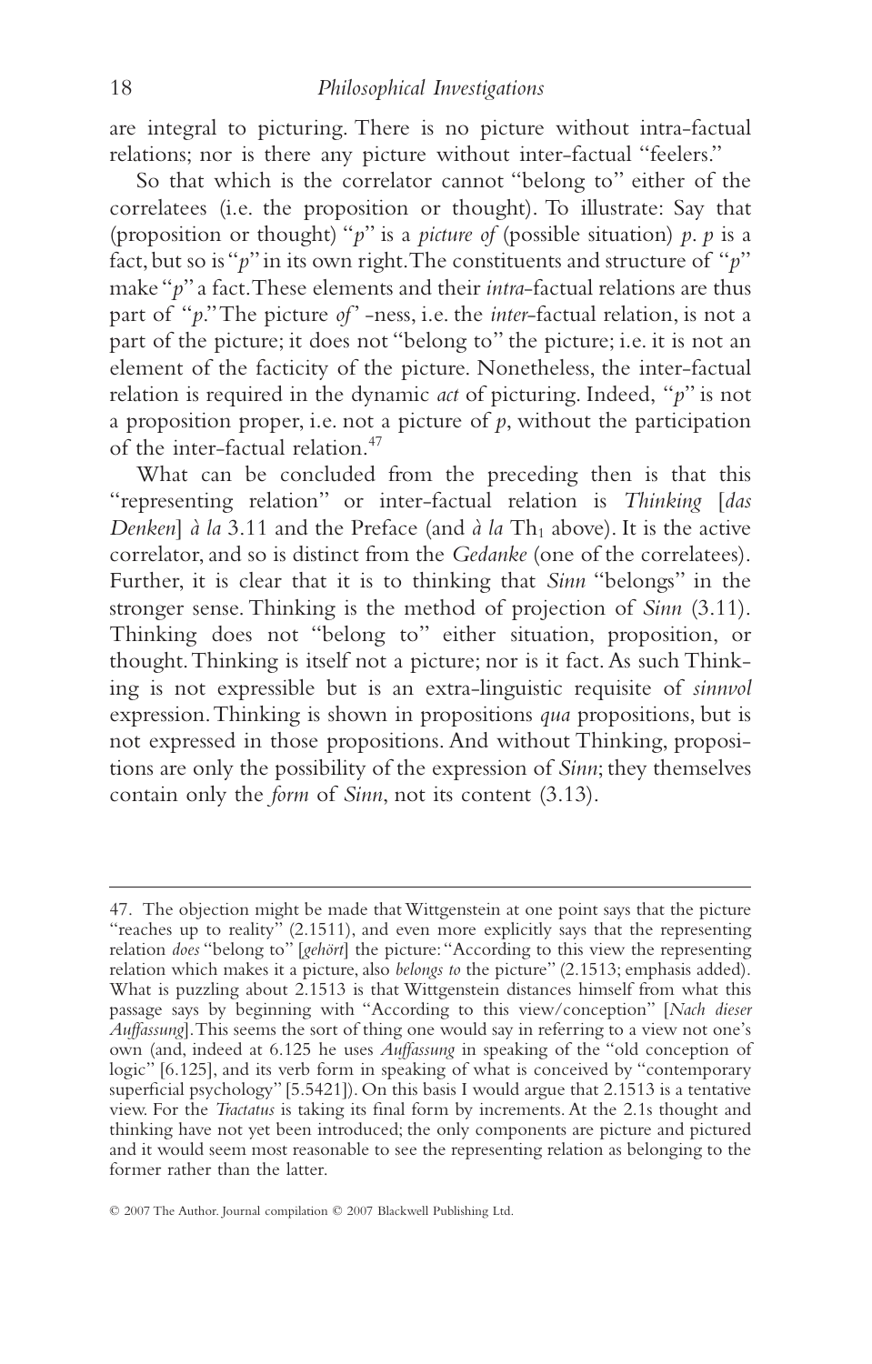are integral to picturing. There is no picture without intra-factual relations; nor is there any picture without inter-factual "feelers."

So that which is the correlator cannot "belong to" either of the correlatees (i.e. the proposition or thought). To illustrate: Say that (proposition or thought) "*p*" is a *picture of* (possible situation) *p*. *p* is a fact, but so is "*p*" in its own right. The constituents and structure of "*p*" make "*p*" a fact. These elements and their *intra*-factual relations are thus part of "*p*." The picture *of*"-ness, i.e. the *inter*-factual relation, is not a part of the picture; it does not "belong to" the picture; i.e. it is not an element of the facticity of the picture. Nonetheless, the inter-factual relation is required in the dynamic *act* of picturing. Indeed, "*p*" is not a proposition proper, i.e. not a picture of *p*, without the participation of the inter-factual relation.[47]

What can be concluded from the preceding then is that this "representing relation" or inter-factual relation is *Thinking* [*das Denken*] *à la* 3.11 and the Preface (and *à la* $\text{Th}_1$ above). It is the active correlator, and so is distinct from the *Gedanke* (one of the correlatees). Further, it is clear that it is to thinking that *Sinn* "belongs" in the stronger sense. Thinking is the method of projection of *Sinn* (3.11). Thinking does not "belong to" either situation, proposition, or thought. Thinking is itself not a picture; nor is it fact. As such Thinking is not expressible but is an extra-linguistic requisite of *sinnvol* expression. Thinking is shown in propositions *qua* propositions, but is not expressed in those propositions. And without Thinking, propositions are only the possibility of the expression of *Sinn*; they themselves contain only the *form* of *Sinn*, not its content (3.13).

---

47. The objection might be made that Wittgenstein at one point says that the picture "reaches up to reality" (2.1511), and even more explicitly says that the representing relation *does* "belong to" [*gehört*] the picture: "According to this view the representing relation which makes it a picture, also *belongs to* the picture" (2.1513; emphasis added). What is puzzling about 2.1513 is that Wittgenstein distances himself from what this passage says by beginning with "According to this view/conception" [*Nach dieser Auffassung*]. This seems the sort of thing one would say in referring to a view not one's own (and, indeed at 6.125 he uses *Auffassung* in speaking of the "old conception of logic" [6.125], and its verb form in speaking of what is conceived by "contemporary superficial psychology" [5.5421]). On this basis I would argue that 2.1513 is a tentative view. For the *Tractatus* is taking its final form by increments. At the 2.1s thought and thinking have not yet been introduced; the only components are picture and pictured and it would seem most reasonable to see the representing relation as belonging to the former rather than the latter.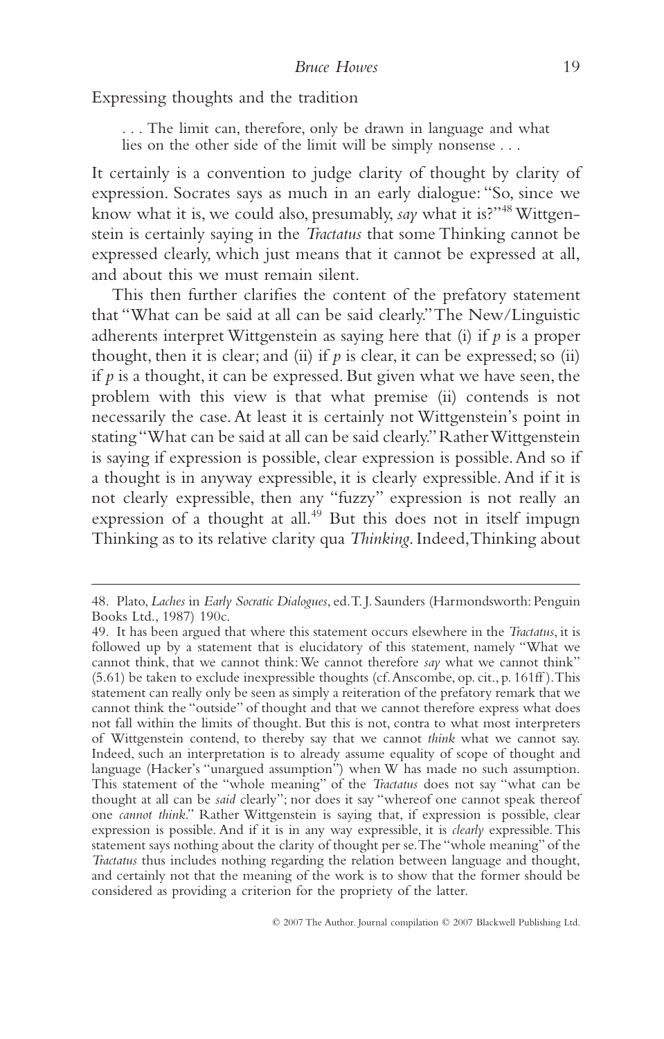Expressing thoughts and the tradition

> . . . The limit can, therefore, only be drawn in language and what lies on the other side of the limit will be simply nonsense . . .

It certainly is a convention to judge clarity of thought by clarity of expression. Socrates says as much in an early dialogue: "So, since we know what it is, we could also, presumably, *say* what it is?"[48] Wittgenstein is certainly saying in the *Tractatus* that some Thinking cannot be expressed clearly, which just means that it cannot be expressed at all, and about this we must remain silent.

This then further clarifies the content of the prefatory statement that "What can be said at all can be said clearly." The New/Linguistic adherents interpret Wittgenstein as saying here that (i) if *p* is a proper thought, then it is clear; and (ii) if *p* is clear, it can be expressed; so (ii) if *p* is a thought, it can be expressed. But given what we have seen, the problem with this view is that what premise (ii) contends is not necessarily the case. At least it is certainly not Wittgenstein's point in stating "What can be said at all can be said clearly." Rather Wittgenstein is saying if expression is possible, clear expression is possible. And so if a thought is in anyway expressible, it is clearly expressible. And if it is not clearly expressible, then any "fuzzy" expression is not really an expression of a thought at all.[49] But this does not in itself impugn Thinking as to its relative clarity qua *Thinking*. Indeed, Thinking about

---

48. Plato, *Laches* in *Early Socratic Dialogues*, ed. T. J. Saunders (Harmondsworth: Penguin Books Ltd., 1987) 190c.

49. It has been argued that where this statement occurs elsewhere in the *Tractatus*, it is followed up by a statement that is elucidatory of this statement, namely "What we cannot think, that we cannot think: We cannot therefore *say* what we cannot think" (5.61) be taken to exclude inexpressible thoughts (cf. Anscombe, op. cit., p. 161ff ). This statement can really only be seen as simply a reiteration of the prefatory remark that we cannot think the "outside" of thought and that we cannot therefore express what does not fall within the limits of thought. But this is not, contra to what most interpreters of Wittgenstein contend, to thereby say that we cannot *think* what we cannot say. Indeed, such an interpretation is to already assume equality of scope of thought and language (Hacker's "unargued assumption") when W has made no such assumption. This statement of the "whole meaning" of the *Tractatus* does not say "what can be thought at all can be *said* clearly"; nor does it say "whereof one cannot speak thereof one *cannot think*." Rather Wittgenstein is saying that, if expression is possible, clear expression is possible. And if it is in any way expressible, it is *clearly* expressible. This statement says nothing about the clarity of thought per se. The "whole meaning" of the *Tractatus* thus includes nothing regarding the relation between language and thought, and certainly not that the meaning of the work is to show that the former should be considered as providing a criterion for the propriety of the latter.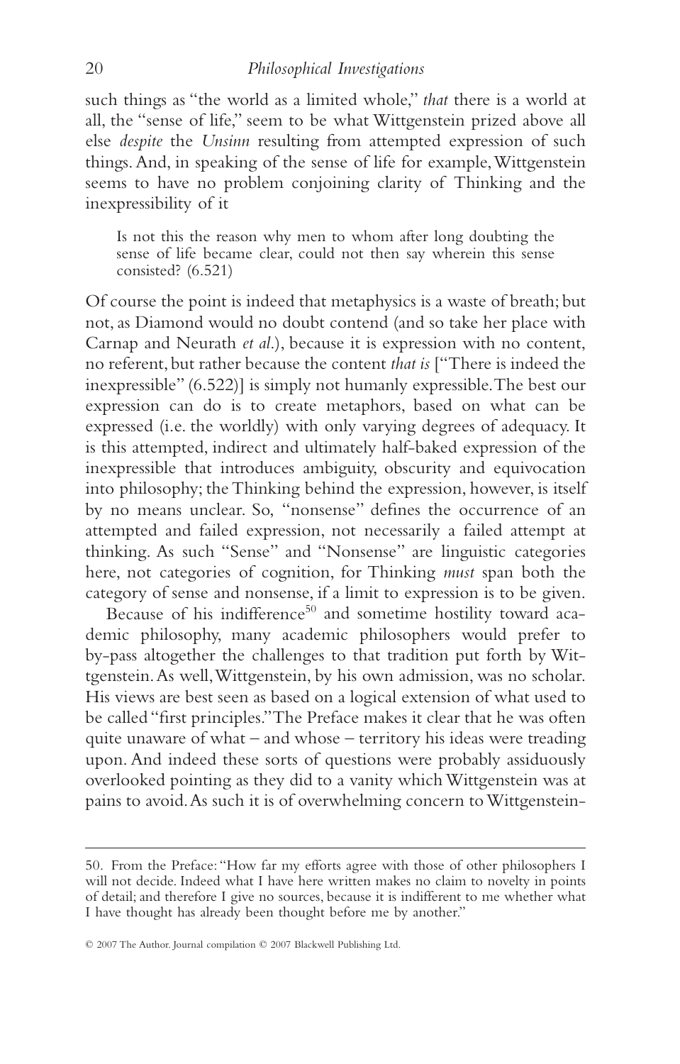such things as "the world as a limited whole," *that* there is a world at all, the "sense of life," seem to be what Wittgenstein prized above all else *despite* the *Unsinn* resulting from attempted expression of such things. And, in speaking of the sense of life for example, Wittgenstein seems to have no problem conjoining clarity of Thinking and the inexpressibility of it

> Is not this the reason why men to whom after long doubting the sense of life became clear, could not then say wherein this sense consisted? (6.521)

Of course the point is indeed that metaphysics is a waste of breath; but not, as Diamond would no doubt contend (and so take her place with Carnap and Neurath *et al.*), because it is expression with no content, no referent, but rather because the content *that is* ["There is indeed the inexpressible" (6.522)] is simply not humanly expressible. The best our expression can do is to create metaphors, based on what can be expressed (i.e. the worldly) with only varying degrees of adequacy. It is this attempted, indirect and ultimately half-baked expression of the inexpressible that introduces ambiguity, obscurity and equivocation into philosophy; the Thinking behind the expression, however, is itself by no means unclear. So, "nonsense" defines the occurrence of an attempted and failed expression, not necessarily a failed attempt at thinking. As such "Sense" and "Nonsense" are linguistic categories here, not categories of cognition, for Thinking *must* span both the category of sense and nonsense, if a limit to expression is to be given.

Because of his indifference[50] and sometime hostility toward academic philosophy, many academic philosophers would prefer to by-pass altogether the challenges to that tradition put forth by Wittgenstein. As well, Wittgenstein, by his own admission, was no scholar. His views are best seen as based on a logical extension of what used to be called "first principles." The Preface makes it clear that he was often quite unaware of what – and whose – territory his ideas were treading upon. And indeed these sorts of questions were probably assiduously overlooked pointing as they did to a vanity which Wittgenstein was at pains to avoid. As such it is of overwhelming concern to Wittgenstein-

50. From the Preface: "How far my efforts agree with those of other philosophers I will not decide. Indeed what I have here written makes no claim to novelty in points of detail; and therefore I give no sources, because it is indifferent to me whether what I have thought has already been thought before me by another."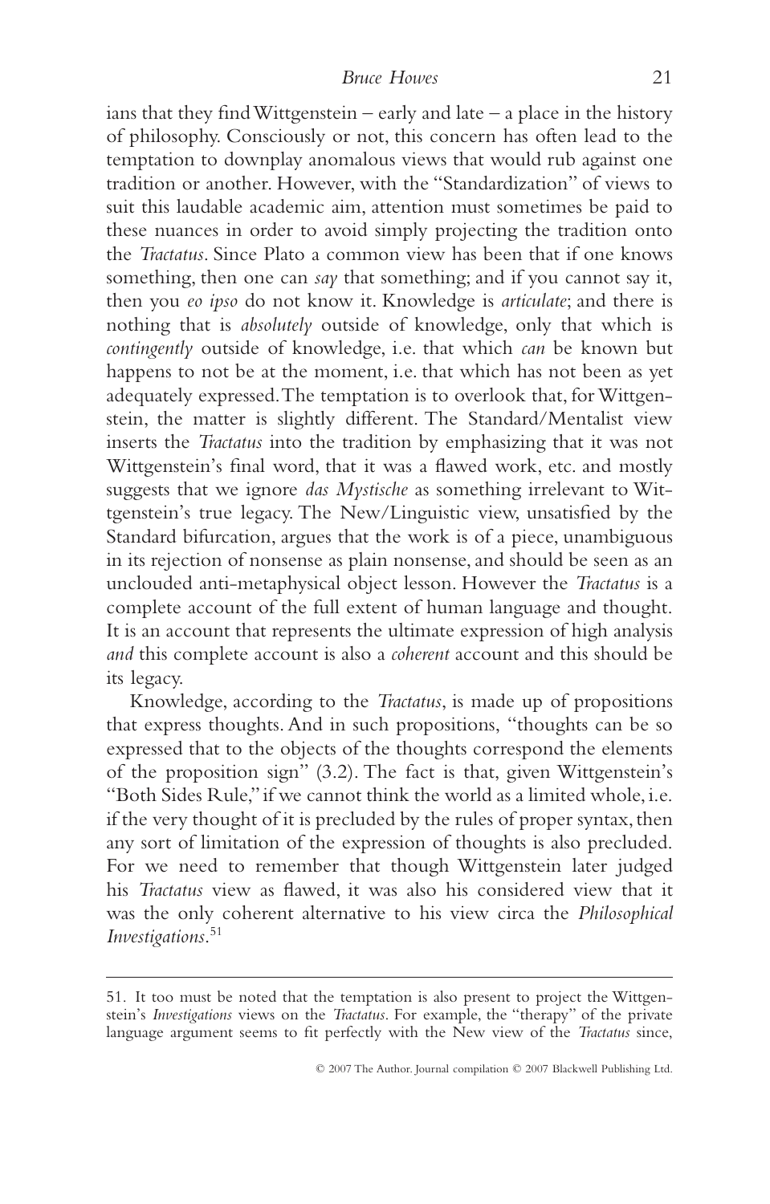ians that they find Wittgenstein – early and late – a place in the history of philosophy. Consciously or not, this concern has often lead to the temptation to downplay anomalous views that would rub against one tradition or another. However, with the "Standardization" of views to suit this laudable academic aim, attention must sometimes be paid to these nuances in order to avoid simply projecting the tradition onto the *Tractatus*. Since Plato a common view has been that if one knows something, then one can *say* that something; and if you cannot say it, then you *eo ipso* do not know it. Knowledge is *articulate*; and there is nothing that is *absolutely* outside of knowledge, only that which is *contingently* outside of knowledge, i.e. that which *can* be known but happens to not be at the moment, i.e. that which has not been as yet adequately expressed. The temptation is to overlook that, for Wittgenstein, the matter is slightly different. The Standard/Mentalist view inserts the *Tractatus* into the tradition by emphasizing that it was not Wittgenstein's final word, that it was a flawed work, etc. and mostly suggests that we ignore *das Mystische* as something irrelevant to Wittgenstein's true legacy. The New/Linguistic view, unsatisfied by the Standard bifurcation, argues that the work is of a piece, unambiguous in its rejection of nonsense as plain nonsense, and should be seen as an unclouded anti-metaphysical object lesson. However the *Tractatus* is a complete account of the full extent of human language and thought. It is an account that represents the ultimate expression of high analysis *and* this complete account is also a *coherent* account and this should be its legacy.

Knowledge, according to the *Tractatus*, is made up of propositions that express thoughts. And in such propositions, "thoughts can be so expressed that to the objects of the thoughts correspond the elements of the proposition sign" (3.2). The fact is that, given Wittgenstein's "Both Sides Rule," if we cannot think the world as a limited whole, i.e. if the very thought of it is precluded by the rules of proper syntax, then any sort of limitation of the expression of thoughts is also precluded. For we need to remember that though Wittgenstein later judged his *Tractatus* view as flawed, it was also his considered view that it was the only coherent alternative to his view circa the *Philosophical Investigations*.[51]

---

51. It too must be noted that the temptation is also present to project the Wittgenstein's *Investigations* views on the *Tractatus*. For example, the "therapy" of the private language argument seems to fit perfectly with the New view of the *Tractatus* since,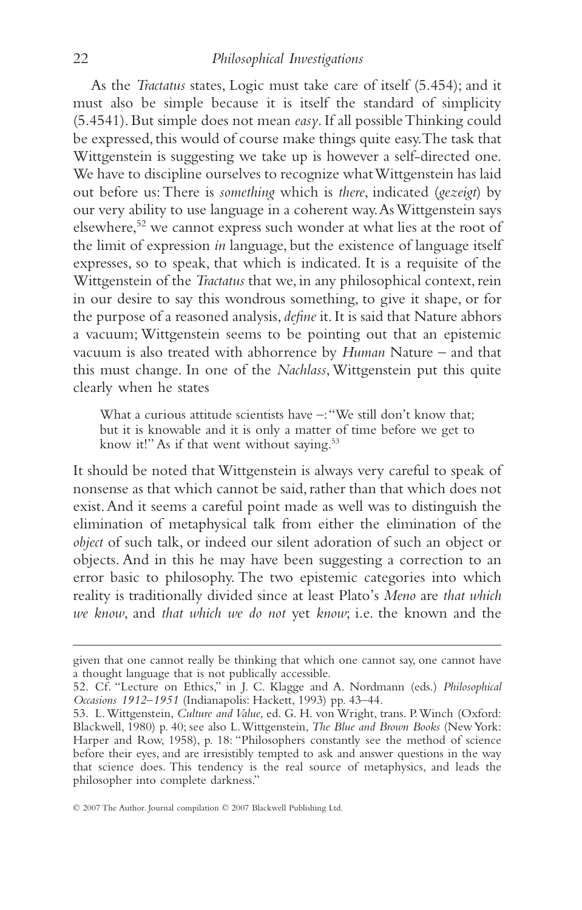As the *Tractatus* states, Logic must take care of itself (5.454); and it must also be simple because it is itself the standard of simplicity (5.4541). But simple does not mean *easy*. If all possible Thinking could be expressed, this would of course make things quite easy. The task that Wittgenstein is suggesting we take up is however a self-directed one. We have to discipline ourselves to recognize what Wittgenstein has laid out before us: There is *something* which is *there*, indicated (*gezeigt*) by our very ability to use language in a coherent way. As Wittgenstein says elsewhere,[52] we cannot express such wonder at what lies at the root of the limit of expression *in* language, but the existence of language itself expresses, so to speak, that which is indicated. It is a requisite of the Wittgenstein of the *Tractatus* that we, in any philosophical context, rein in our desire to say this wondrous something, to give it shape, or for the purpose of a reasoned analysis, *define* it. It is said that Nature abhors a vacuum; Wittgenstein seems to be pointing out that an epistemic vacuum is also treated with abhorrence by *Human* Nature – and that this must change. In one of the *Nachlass*, Wittgenstein put this quite clearly when he states

> What a curious attitude scientists have –: "We still don't know that; but it is knowable and it is only a matter of time before we get to know it!" As if that went without saying.[53]

It should be noted that Wittgenstein is always very careful to speak of nonsense as that which cannot be said, rather than that which does not exist. And it seems a careful point made as well was to distinguish the elimination of metaphysical talk from either the elimination of the *object* of such talk, or indeed our silent adoration of such an object or objects. And in this he may have been suggesting a correction to an error basic to philosophy. The two epistemic categories into which reality is traditionally divided since at least Plato's *Meno* are *that which we know*, and *that which we do not* yet *know*; i.e. the known and the

---

given that one cannot really be thinking that which one cannot say, one cannot have a thought language that is not publically accessible.

52. Cf. "Lecture on Ethics," in J. C. Klagge and A. Nordmann (eds.) *Philosophical Occasions 1912–1951* (Indianapolis: Hackett, 1993) pp. 43–44.

53. L. Wittgenstein, *Culture and Value*, ed. G. H. von Wright, trans. P. Winch (Oxford: Blackwell, 1980) p. 40; see also L. Wittgenstein, *The Blue and Brown Books* (New York: Harper and Row, 1958), p. 18: "Philosophers constantly see the method of science before their eyes, and are irresistibly tempted to ask and answer questions in the way that science does. This tendency is the real source of metaphysics, and leads the philosopher into complete darkness."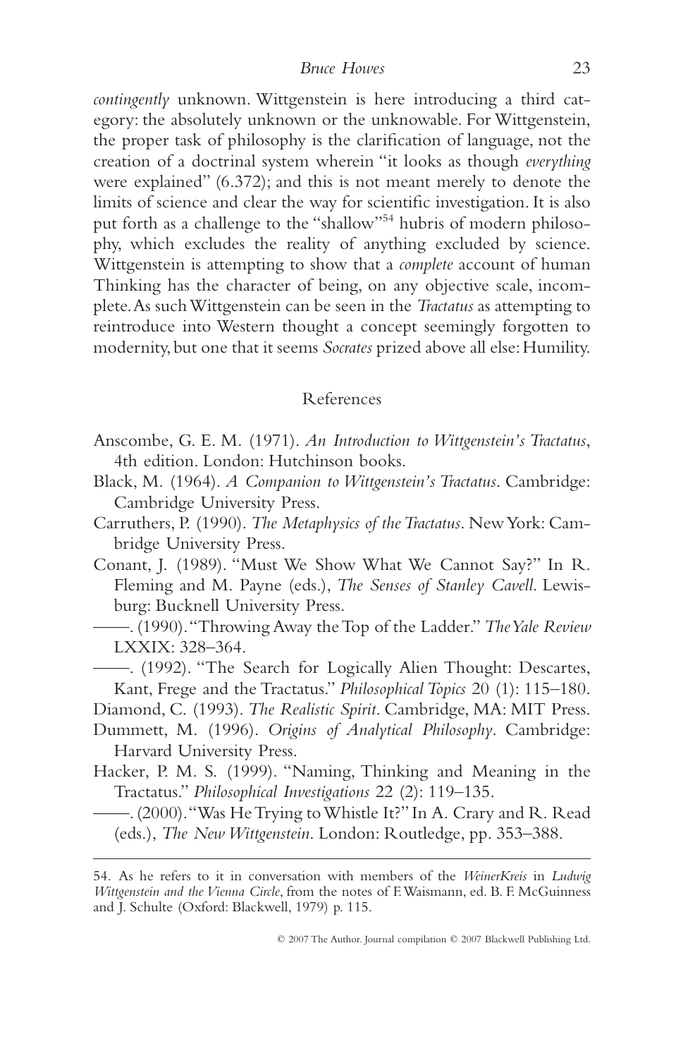*contingently* unknown. Wittgenstein is here introducing a third category: the absolutely unknown or the unknowable. For Wittgenstein, the proper task of philosophy is the clarification of language, not the creation of a doctrinal system wherein "it looks as though *everything* were explained" (6.372); and this is not meant merely to denote the limits of science and clear the way for scientific investigation. It is also put forth as a challenge to the "shallow"[54] hubris of modern philosophy, which excludes the reality of anything excluded by science. Wittgenstein is attempting to show that a *complete* account of human Thinking has the character of being, on any objective scale, incomplete. As such Wittgenstein can be seen in the *Tractatus* as attempting to reintroduce into Western thought a concept seemingly forgotten to modernity, but one that it seems *Socrates* prized above all else: Humility.

## References

Anscombe, G. E. M. (1971). *An Introduction to Wittgenstein's Tractatus*, 4th edition. London: Hutchinson books.

Black, M. (1964). *A Companion to Wittgenstein's Tractatus*. Cambridge: Cambridge University Press.

Carruthers, P. (1990). *The Metaphysics of the Tractatus*. New York: Cambridge University Press.

Conant, J. (1989). "Must We Show What We Cannot Say?" In R. Fleming and M. Payne (eds.), *The Senses of Stanley Cavell*. Lewisburg: Bucknell University Press.

——. (1990). "Throwing Away the Top of the Ladder." *The Yale Review* LXXIX: 328–364.

——. (1992). "The Search for Logically Alien Thought: Descartes, Kant, Frege and the Tractatus." *Philosophical Topics* 20 (1): 115–180.

Diamond, C. (1993). *The Realistic Spirit*. Cambridge, MA: MIT Press.

Dummett, M. (1996). *Origins of Analytical Philosophy*. Cambridge: Harvard University Press.

Hacker, P. M. S. (1999). "Naming, Thinking and Meaning in the Tractatus." *Philosophical Investigations* 22 (2): 119–135.

——. (2000). "Was He Trying to Whistle It?" In A. Crary and R. Read (eds.), *The New Wittgenstein*. London: Routledge, pp. 353–388.

---

54. As he refers to it in conversation with members of the *WeinerKreis* in *Ludwig Wittgenstein and the Vienna Circle*, from the notes of F. Waismann, ed. B. F. McGuinness and J. Schulte (Oxford: Blackwell, 1979) p. 115.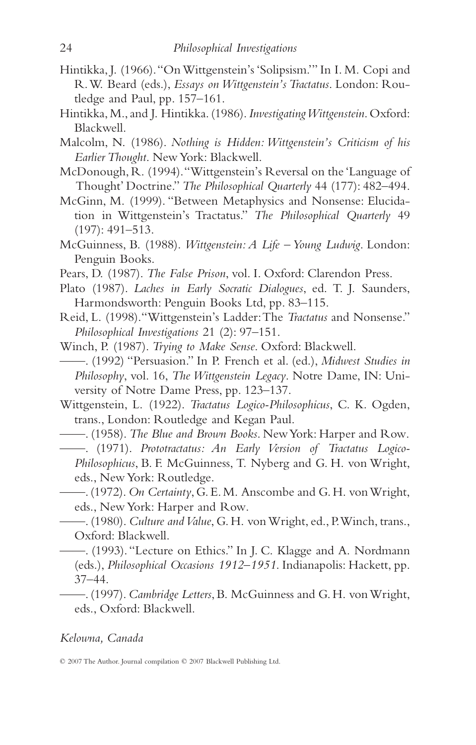Hintikka, J. (1966). "On Wittgenstein's 'Solipsism.'" In I. M. Copi and R. W. Beard (eds.), *Essays on Wittgenstein's Tractatus*. London: Routledge and Paul, pp. 157–161.

Hintikka, M., and J. Hintikka. (1986). *Investigating Wittgenstein*. Oxford: Blackwell.

Malcolm, N. (1986). *Nothing is Hidden: Wittgenstein's Criticism of his Earlier Thought*. New York: Blackwell.

McDonough, R. (1994). "Wittgenstein's Reversal on the 'Language of Thought' Doctrine." *The Philosophical Quarterly* 44 (177): 482–494.

McGinn, M. (1999). "Between Metaphysics and Nonsense: Elucidation in Wittgenstein's Tractatus." *The Philosophical Quarterly* 49 (197): 491–513.

McGuinness, B. (1988). *Wittgenstein: A Life – Young Ludwig*. London: Penguin Books.

Pears, D. (1987). *The False Prison*, vol. I. Oxford: Clarendon Press.

Plato (1987). *Laches in Early Socratic Dialogues*, ed. T. J. Saunders, Harmondsworth: Penguin Books Ltd, pp. 83–115.

Reid, L. (1998). "Wittgenstein's Ladder: The *Tractatus* and Nonsense." *Philosophical Investigations* 21 (2): 97–151.

Winch, P. (1987). *Trying to Make Sense*. Oxford: Blackwell.

——. (1992) "Persuasion." In P. French et al. (ed.), *Midwest Studies in Philosophy*, vol. 16, *The Wittgenstein Legacy*. Notre Dame, IN: University of Notre Dame Press, pp. 123–137.

Wittgenstein, L. (1922). *Tractatus Logico-Philosophicus*, C. K. Ogden, trans., London: Routledge and Kegan Paul.

——. (1958). *The Blue and Brown Books*. New York: Harper and Row.

——. (1971). *Prototractatus: An Early Version of Tractatus Logico-Philosophicus*, B. F. McGuinness, T. Nyberg and G. H. von Wright, eds., New York: Routledge.

——. (1972). *On Certainty*, G. E. M. Anscombe and G. H. von Wright, eds., New York: Harper and Row.

——. (1980). *Culture and Value*, G. H. von Wright, ed., P. Winch, trans., Oxford: Blackwell.

——. (1993). "Lecture on Ethics." In J. C. Klagge and A. Nordmann (eds.), *Philosophical Occasions 1912–1951*. Indianapolis: Hackett, pp. 37–44.

——. (1997). *Cambridge Letters*, B. McGuinness and G. H. von Wright, eds., Oxford: Blackwell.

*Kelowna, Canada*

© 2007 The Author. Journal compilation © 2007 Blackwell Publishing Ltd.